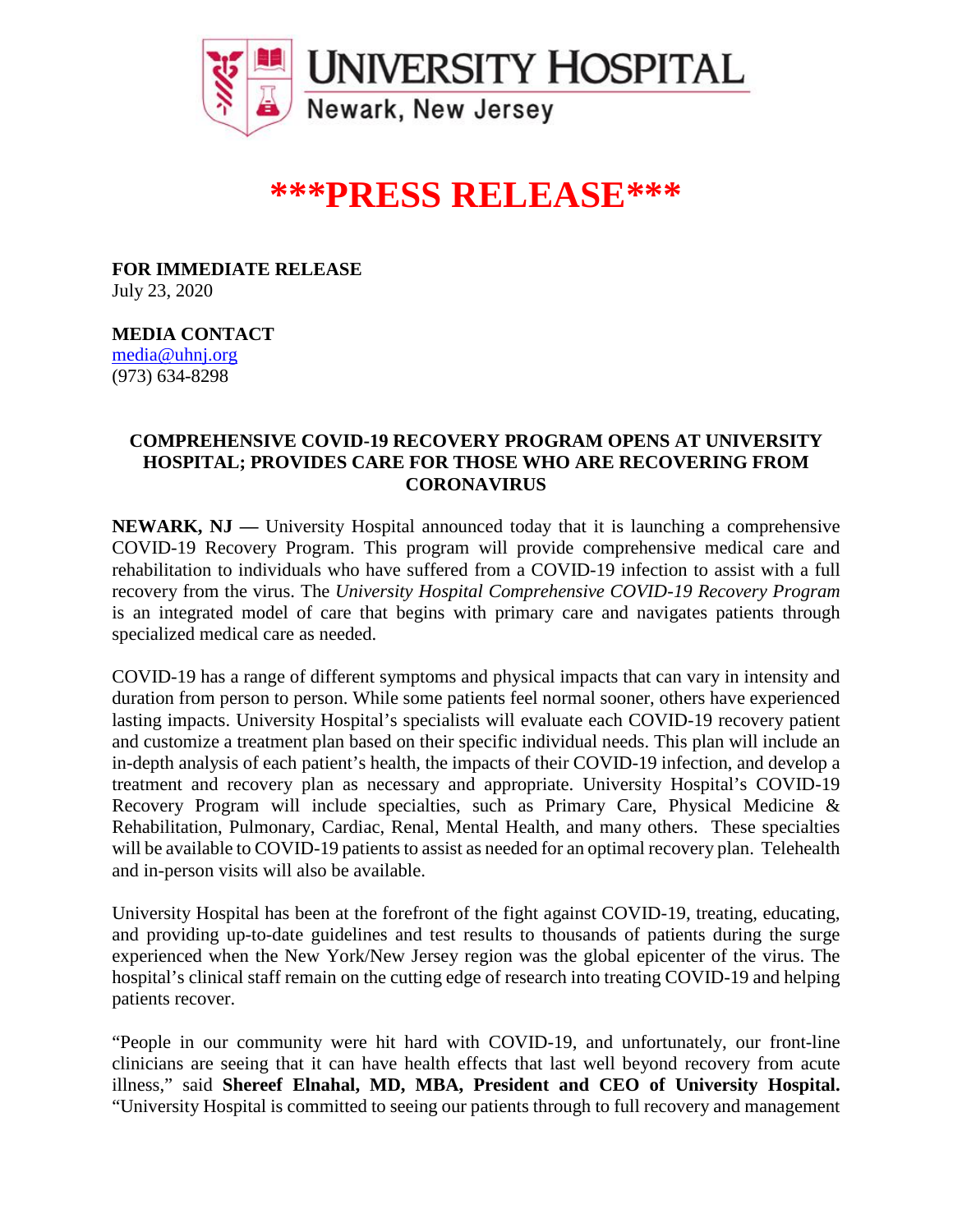**UNIVERSITY HOSPITAL**
Newark, New Jersey

# \*\*\*PRESS RELEASE\*\*\*

**FOR IMMEDIATE RELEASE**
July 23, 2020

**MEDIA CONTACT**
media@uhnj.org
(973) 634-8298

**COMPREHENSIVE COVID-19 RECOVERY PROGRAM OPENS AT UNIVERSITY HOSPITAL; PROVIDES CARE FOR THOSE WHO ARE RECOVERING FROM CORONAVIRUS**

**NEWARK, NJ —** University Hospital announced today that it is launching a comprehensive COVID-19 Recovery Program. This program will provide comprehensive medical care and rehabilitation to individuals who have suffered from a COVID-19 infection to assist with a full recovery from the virus. The *University Hospital Comprehensive COVID-19 Recovery Program* is an integrated model of care that begins with primary care and navigates patients through specialized medical care as needed.

COVID-19 has a range of different symptoms and physical impacts that can vary in intensity and duration from person to person. While some patients feel normal sooner, others have experienced lasting impacts. University Hospital's specialists will evaluate each COVID-19 recovery patient and customize a treatment plan based on their specific individual needs. This plan will include an in-depth analysis of each patient's health, the impacts of their COVID-19 infection, and develop a treatment and recovery plan as necessary and appropriate. University Hospital's COVID-19 Recovery Program will include specialties, such as Primary Care, Physical Medicine & Rehabilitation, Pulmonary, Cardiac, Renal, Mental Health, and many others. These specialties will be available to COVID-19 patients to assist as needed for an optimal recovery plan. Telehealth and in-person visits will also be available.

University Hospital has been at the forefront of the fight against COVID-19, treating, educating, and providing up-to-date guidelines and test results to thousands of patients during the surge experienced when the New York/New Jersey region was the global epicenter of the virus. The hospital's clinical staff remain on the cutting edge of research into treating COVID-19 and helping patients recover.

"People in our community were hit hard with COVID-19, and unfortunately, our front-line clinicians are seeing that it can have health effects that last well beyond recovery from acute illness," said **Shereef Elnahal, MD, MBA, President and CEO of University Hospital.** "University Hospital is committed to seeing our patients through to full recovery and management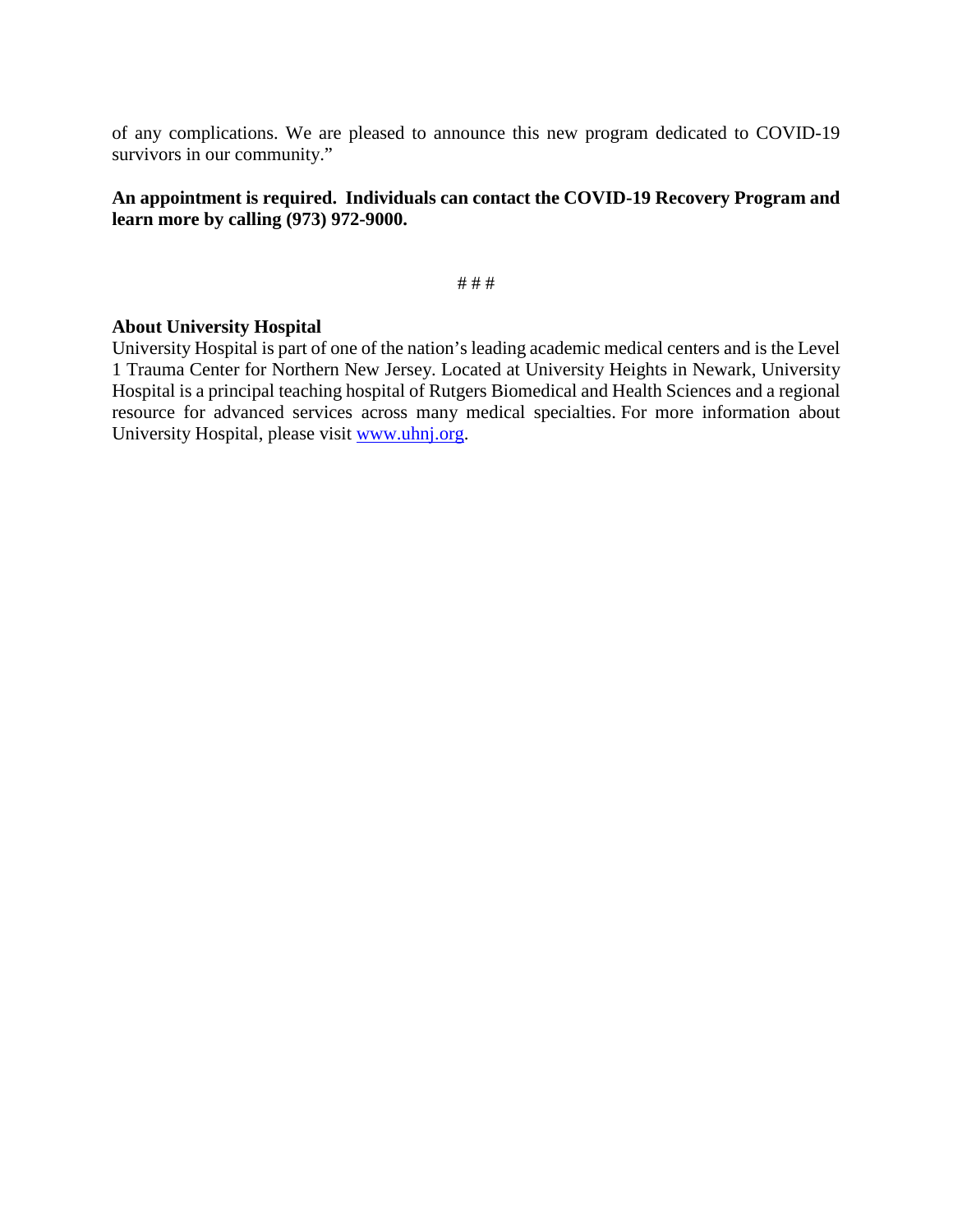of any complications. We are pleased to announce this new program dedicated to COVID-19 survivors in our community."

**An appointment is required. Individuals can contact the COVID-19 Recovery Program and learn more by calling (973) 972-9000.**

# # #

**About University Hospital**

University Hospital is part of one of the nation's leading academic medical centers and is the Level 1 Trauma Center for Northern New Jersey. Located at University Heights in Newark, University Hospital is a principal teaching hospital of Rutgers Biomedical and Health Sciences and a regional resource for advanced services across many medical specialties. For more information about University Hospital, please visit [www.uhnj.org](http://www.uhnj.org).